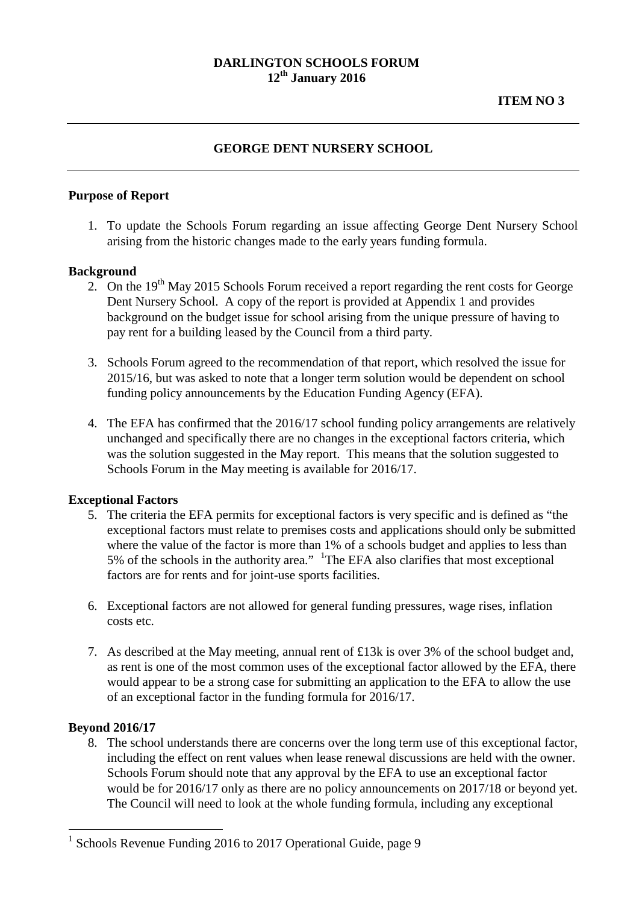**DARLINGTON SCHOOLS FORUM**
**12th January 2016**

**ITEM NO 3**

---

## GEORGE DENT NURSERY SCHOOL

---

### Purpose of Report

1. To update the Schools Forum regarding an issue affecting George Dent Nursery School arising from the historic changes made to the early years funding formula.

### Background

2. On the 19th May 2015 Schools Forum received a report regarding the rent costs for George Dent Nursery School. A copy of the report is provided at Appendix 1 and provides background on the budget issue for school arising from the unique pressure of having to pay rent for a building leased by the Council from a third party.

3. Schools Forum agreed to the recommendation of that report, which resolved the issue for 2015/16, but was asked to note that a longer term solution would be dependent on school funding policy announcements by the Education Funding Agency (EFA).

4. The EFA has confirmed that the 2016/17 school funding policy arrangements are relatively unchanged and specifically there are no changes in the exceptional factors criteria, which was the solution suggested in the May report. This means that the solution suggested to Schools Forum in the May meeting is available for 2016/17.

### Exceptional Factors

5. The criteria the EFA permits for exceptional factors is very specific and is defined as "the exceptional factors must relate to premises costs and applications should only be submitted where the value of the factor is more than 1% of a schools budget and applies to less than 5% of the schools in the authority area." [1]The EFA also clarifies that most exceptional factors are for rents and for joint-use sports facilities.

6. Exceptional factors are not allowed for general funding pressures, wage rises, inflation costs etc.

7. As described at the May meeting, annual rent of £13k is over 3% of the school budget and, as rent is one of the most common uses of the exceptional factor allowed by the EFA, there would appear to be a strong case for submitting an application to the EFA to allow the use of an exceptional factor in the funding formula for 2016/17.

### Beyond 2016/17

8. The school understands there are concerns over the long term use of this exceptional factor, including the effect on rent values when lease renewal discussions are held with the owner. Schools Forum should note that any approval by the EFA to use an exceptional factor would be for 2016/17 only as there are no policy announcements on 2017/18 or beyond yet. The Council will need to look at the whole funding formula, including any exceptional

---

[1] Schools Revenue Funding 2016 to 2017 Operational Guide, page 9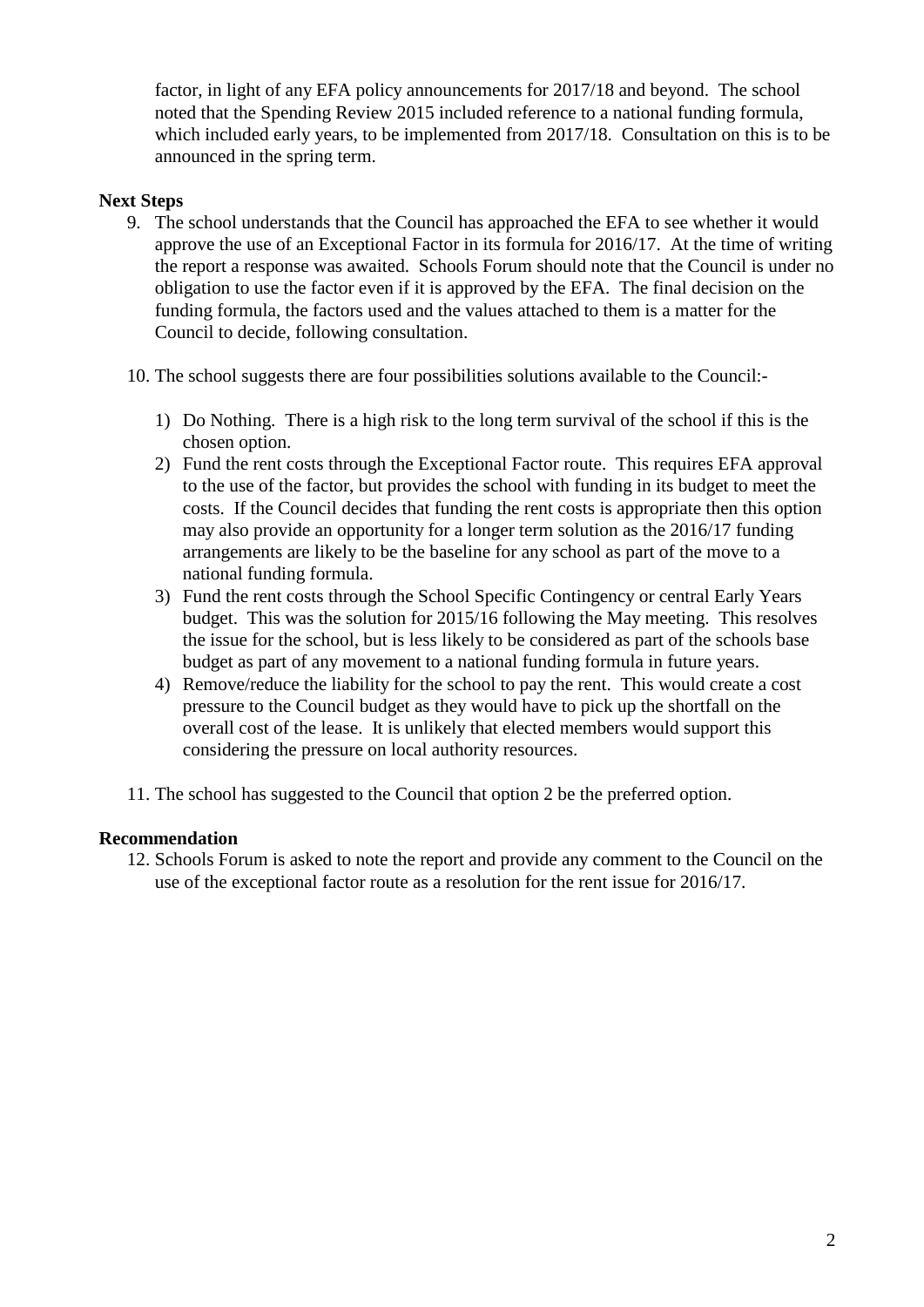factor, in light of any EFA policy announcements for 2017/18 and beyond. The school noted that the Spending Review 2015 included reference to a national funding formula, which included early years, to be implemented from 2017/18. Consultation on this is to be announced in the spring term.

**Next Steps**

9. The school understands that the Council has approached the EFA to see whether it would approve the use of an Exceptional Factor in its formula for 2016/17. At the time of writing the report a response was awaited. Schools Forum should note that the Council is under no obligation to use the factor even if it is approved by the EFA. The final decision on the funding formula, the factors used and the values attached to them is a matter for the Council to decide, following consultation.

10. The school suggests there are four possibilities solutions available to the Council:-

    1) Do Nothing. There is a high risk to the long term survival of the school if this is the chosen option.
    2) Fund the rent costs through the Exceptional Factor route. This requires EFA approval to the use of the factor, but provides the school with funding in its budget to meet the costs. If the Council decides that funding the rent costs is appropriate then this option may also provide an opportunity for a longer term solution as the 2016/17 funding arrangements are likely to be the baseline for any school as part of the move to a national funding formula.
    3) Fund the rent costs through the School Specific Contingency or central Early Years budget. This was the solution for 2015/16 following the May meeting. This resolves the issue for the school, but is less likely to be considered as part of the schools base budget as part of any movement to a national funding formula in future years.
    4) Remove/reduce the liability for the school to pay the rent. This would create a cost pressure to the Council budget as they would have to pick up the shortfall on the overall cost of the lease. It is unlikely that elected members would support this considering the pressure on local authority resources.

11. The school has suggested to the Council that option 2 be the preferred option.

**Recommendation**

12. Schools Forum is asked to note the report and provide any comment to the Council on the use of the exceptional factor route as a resolution for the rent issue for 2016/17.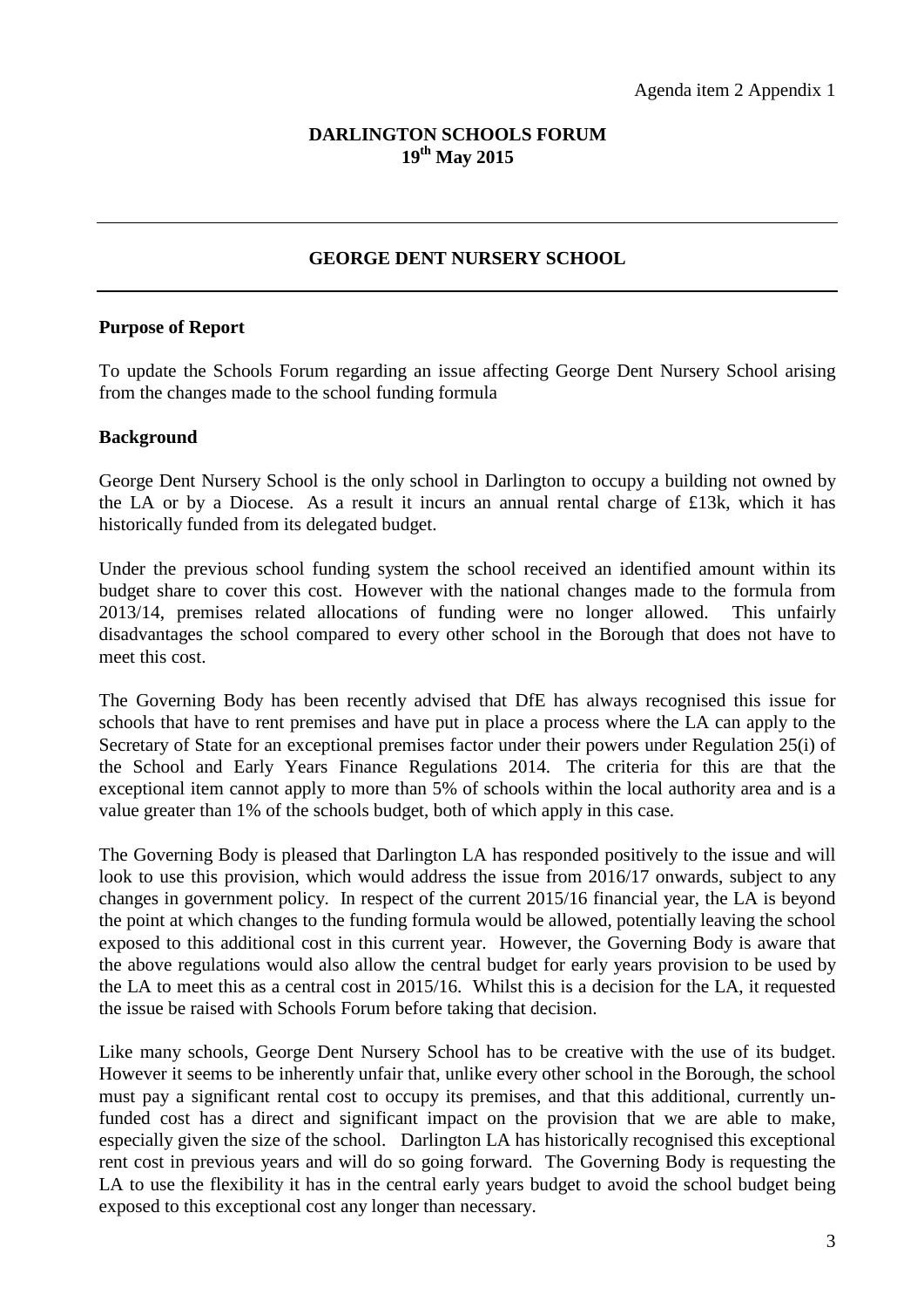Agenda item 2 Appendix 1

**DARLINGTON SCHOOLS FORUM**
**19th May 2015**

---

## GEORGE DENT NURSERY SCHOOL

---

### Purpose of Report

To update the Schools Forum regarding an issue affecting George Dent Nursery School arising from the changes made to the school funding formula

### Background

George Dent Nursery School is the only school in Darlington to occupy a building not owned by the LA or by a Diocese. As a result it incurs an annual rental charge of £13k, which it has historically funded from its delegated budget.

Under the previous school funding system the school received an identified amount within its budget share to cover this cost. However with the national changes made to the formula from 2013/14, premises related allocations of funding were no longer allowed. This unfairly disadvantages the school compared to every other school in the Borough that does not have to meet this cost.

The Governing Body has been recently advised that DfE has always recognised this issue for schools that have to rent premises and have put in place a process where the LA can apply to the Secretary of State for an exceptional premises factor under their powers under Regulation 25(i) of the School and Early Years Finance Regulations 2014. The criteria for this are that the exceptional item cannot apply to more than 5% of schools within the local authority area and is a value greater than 1% of the schools budget, both of which apply in this case.

The Governing Body is pleased that Darlington LA has responded positively to the issue and will look to use this provision, which would address the issue from 2016/17 onwards, subject to any changes in government policy. In respect of the current 2015/16 financial year, the LA is beyond the point at which changes to the funding formula would be allowed, potentially leaving the school exposed to this additional cost in this current year. However, the Governing Body is aware that the above regulations would also allow the central budget for early years provision to be used by the LA to meet this as a central cost in 2015/16. Whilst this is a decision for the LA, it requested the issue be raised with Schools Forum before taking that decision.

Like many schools, George Dent Nursery School has to be creative with the use of its budget. However it seems to be inherently unfair that, unlike every other school in the Borough, the school must pay a significant rental cost to occupy its premises, and that this additional, currently un-funded cost has a direct and significant impact on the provision that we are able to make, especially given the size of the school. Darlington LA has historically recognised this exceptional rent cost in previous years and will do so going forward. The Governing Body is requesting the LA to use the flexibility it has in the central early years budget to avoid the school budget being exposed to this exceptional cost any longer than necessary.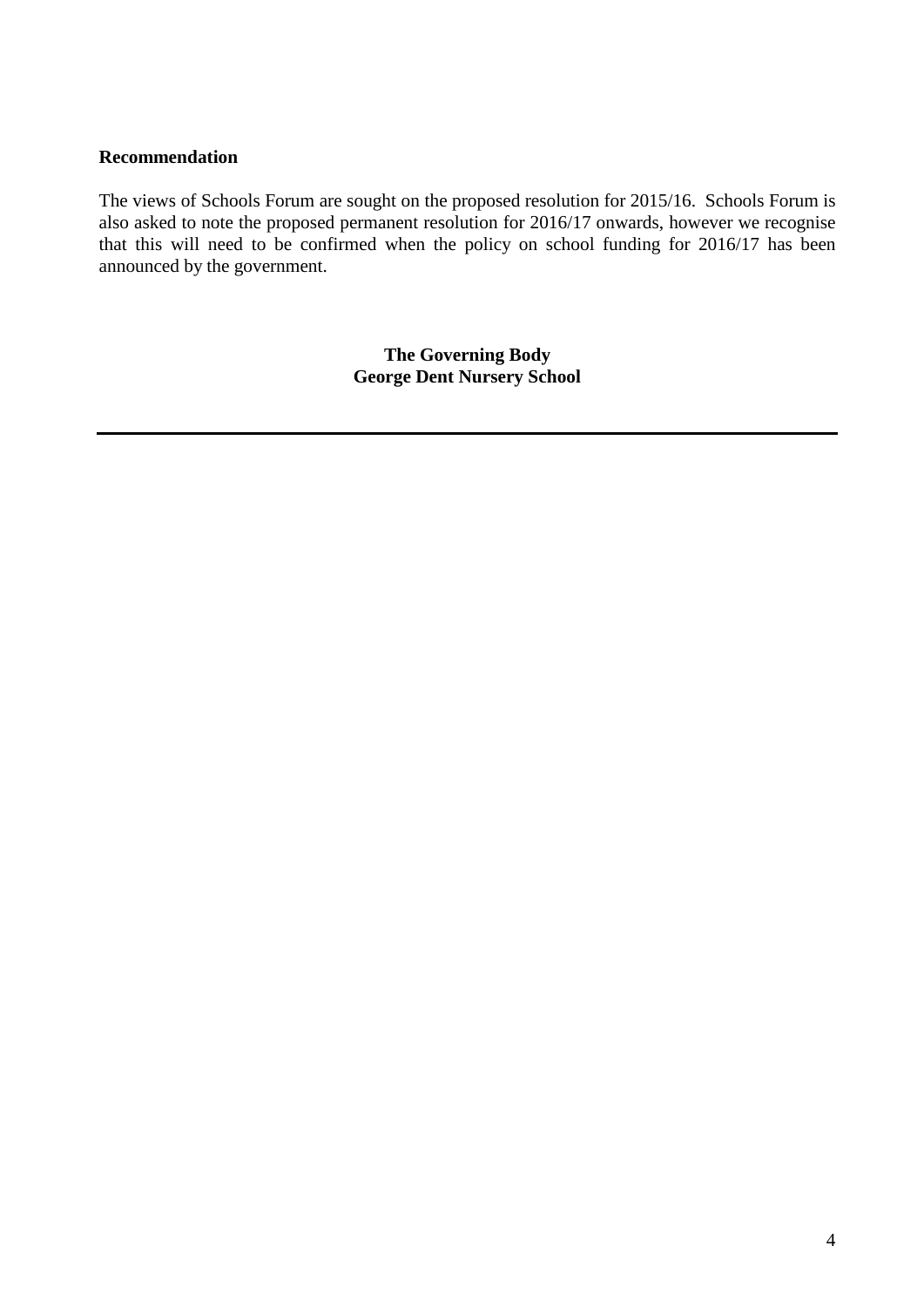**Recommendation**

The views of Schools Forum are sought on the proposed resolution for 2015/16. Schools Forum is also asked to note the proposed permanent resolution for 2016/17 onwards, however we recognise that this will need to be confirmed when the policy on school funding for 2016/17 has been announced by the government.

**The Governing Body**
**George Dent Nursery School**

---